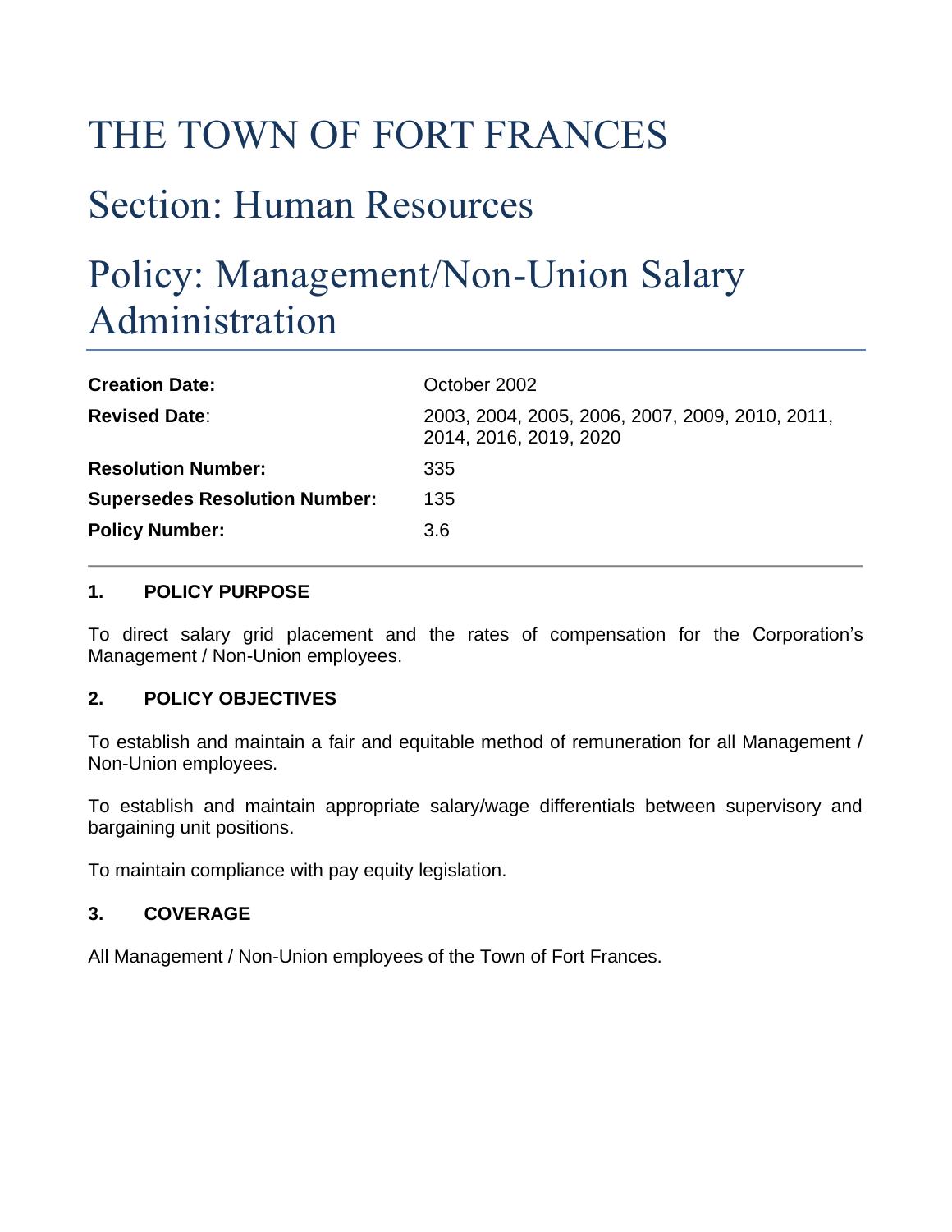# THE TOWN OF FORT FRANCES

## Section: Human Resources

## Policy: Management/Non-Union Salary Administration

| | |
|---|---|
| **Creation Date:** | October 2002 |
| **Revised Date**: | 2003, 2004, 2005, 2006, 2007, 2009, 2010, 2011, 2014, 2016, 2019, 2020 |
| **Resolution Number:** | 335 |
| **Supersedes Resolution Number:** | 135 |
| **Policy Number:** | 3.6 |

---

### 1. POLICY PURPOSE

To direct salary grid placement and the rates of compensation for the Corporation's Management / Non-Union employees.

### 2. POLICY OBJECTIVES

To establish and maintain a fair and equitable method of remuneration for all Management / Non-Union employees.

To establish and maintain appropriate salary/wage differentials between supervisory and bargaining unit positions.

To maintain compliance with pay equity legislation.

### 3. COVERAGE

All Management / Non-Union employees of the Town of Fort Frances.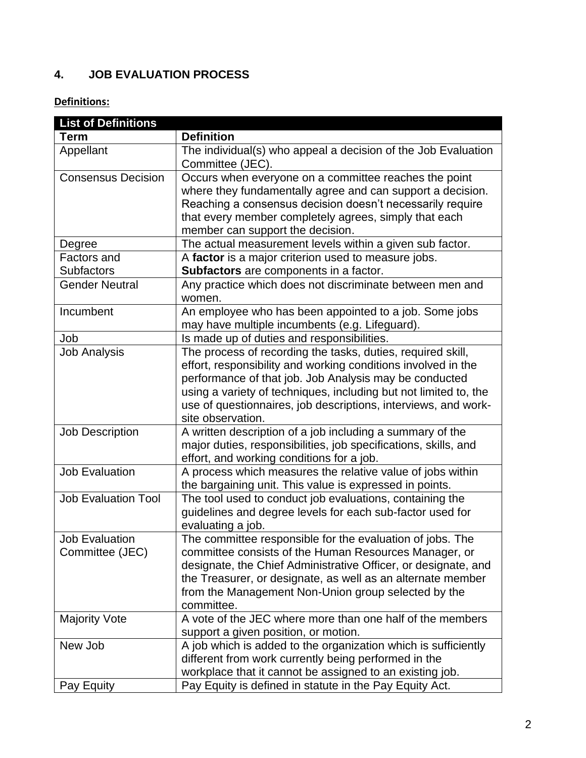## 4. JOB EVALUATION PROCESS

**Definitions:**

| List of Definitions | |
|---|---|
| **Term** | **Definition** |
| Appellant | The individual(s) who appeal a decision of the Job Evaluation Committee (JEC). |
| Consensus Decision | Occurs when everyone on a committee reaches the point where they fundamentally agree and can support a decision. Reaching a consensus decision doesn't necessarily require that every member completely agrees, simply that each member can support the decision. |
| Degree | The actual measurement levels within a given sub factor. |
| Factors and Subfactors | A **factor** is a major criterion used to measure jobs. **Subfactors** are components in a factor. |
| Gender Neutral | Any practice which does not discriminate between men and women. |
| Incumbent | An employee who has been appointed to a job. Some jobs may have multiple incumbents (e.g. Lifeguard). |
| Job | Is made up of duties and responsibilities. |
| Job Analysis | The process of recording the tasks, duties, required skill, effort, responsibility and working conditions involved in the performance of that job. Job Analysis may be conducted using a variety of techniques, including but not limited to, the use of questionnaires, job descriptions, interviews, and work-site observation. |
| Job Description | A written description of a job including a summary of the major duties, responsibilities, job specifications, skills, and effort, and working conditions for a job. |
| Job Evaluation | A process which measures the relative value of jobs within the bargaining unit. This value is expressed in points. |
| Job Evaluation Tool | The tool used to conduct job evaluations, containing the guidelines and degree levels for each sub-factor used for evaluating a job. |
| Job Evaluation Committee (JEC) | The committee responsible for the evaluation of jobs. The committee consists of the Human Resources Manager, or designate, the Chief Administrative Officer, or designate, and the Treasurer, or designate, as well as an alternate member from the Management Non-Union group selected by the committee. |
| Majority Vote | A vote of the JEC where more than one half of the members support a given position, or motion. |
| New Job | A job which is added to the organization which is sufficiently different from work currently being performed in the workplace that it cannot be assigned to an existing job. |
| Pay Equity | Pay Equity is defined in statute in the Pay Equity Act. |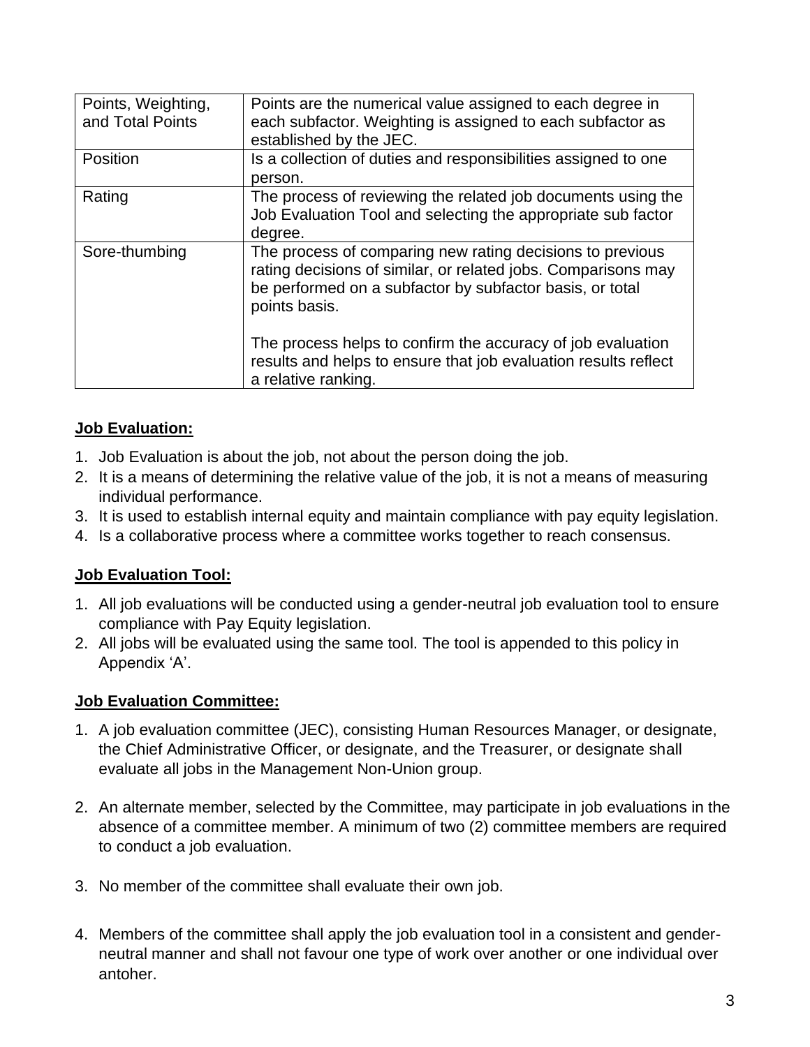| | |
|---|---|
| Points, Weighting, and Total Points | Points are the numerical value assigned to each degree in each subfactor. Weighting is assigned to each subfactor as established by the JEC. |
| Position | Is a collection of duties and responsibilities assigned to one person. |
| Rating | The process of reviewing the related job documents using the Job Evaluation Tool and selecting the appropriate sub factor degree. |
| Sore-thumbing | The process of comparing new rating decisions to previous rating decisions of similar, or related jobs. Comparisons may be performed on a subfactor by subfactor basis, or total points basis.<br><br>The process helps to confirm the accuracy of job evaluation results and helps to ensure that job evaluation results reflect a relative ranking. |

**Job Evaluation:**

1. Job Evaluation is about the job, not about the person doing the job.
2. It is a means of determining the relative value of the job, it is not a means of measuring individual performance.
3. It is used to establish internal equity and maintain compliance with pay equity legislation.
4. Is a collaborative process where a committee works together to reach consensus.

**Job Evaluation Tool:**

1. All job evaluations will be conducted using a gender-neutral job evaluation tool to ensure compliance with Pay Equity legislation.
2. All jobs will be evaluated using the same tool. The tool is appended to this policy in Appendix 'A'.

**Job Evaluation Committee:**

1. A job evaluation committee (JEC), consisting Human Resources Manager, or designate, the Chief Administrative Officer, or designate, and the Treasurer, or designate shall evaluate all jobs in the Management Non-Union group.

2. An alternate member, selected by the Committee, may participate in job evaluations in the absence of a committee member. A minimum of two (2) committee members are required to conduct a job evaluation.

3. No member of the committee shall evaluate their own job.

4. Members of the committee shall apply the job evaluation tool in a consistent and gender-neutral manner and shall not favour one type of work over another or one individual over antoher.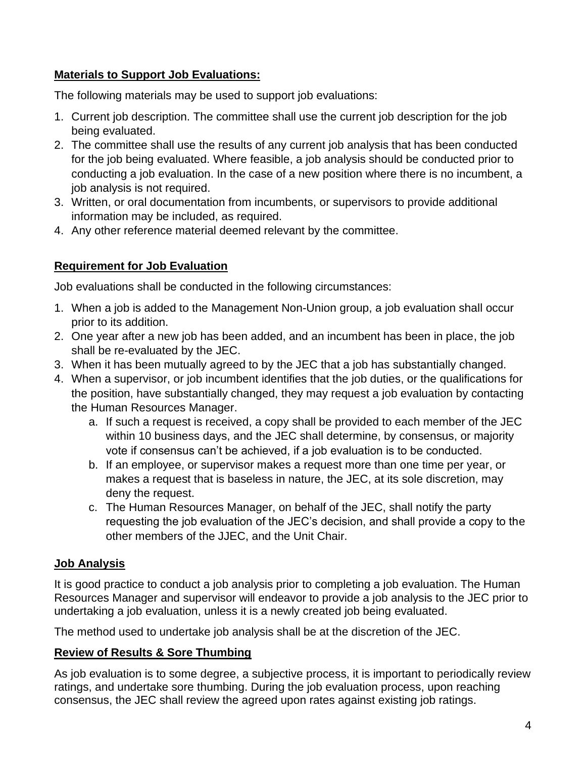**Materials to Support Job Evaluations:**

The following materials may be used to support job evaluations:

1. Current job description. The committee shall use the current job description for the job being evaluated.
2. The committee shall use the results of any current job analysis that has been conducted for the job being evaluated. Where feasible, a job analysis should be conducted prior to conducting a job evaluation. In the case of a new position where there is no incumbent, a job analysis is not required.
3. Written, or oral documentation from incumbents, or supervisors to provide additional information may be included, as required.
4. Any other reference material deemed relevant by the committee.

**Requirement for Job Evaluation**

Job evaluations shall be conducted in the following circumstances:

1. When a job is added to the Management Non-Union group, a job evaluation shall occur prior to its addition.
2. One year after a new job has been added, and an incumbent has been in place, the job shall be re-evaluated by the JEC.
3. When it has been mutually agreed to by the JEC that a job has substantially changed.
4. When a supervisor, or job incumbent identifies that the job duties, or the qualifications for the position, have substantially changed, they may request a job evaluation by contacting the Human Resources Manager.
    a. If such a request is received, a copy shall be provided to each member of the JEC within 10 business days, and the JEC shall determine, by consensus, or majority vote if consensus can't be achieved, if a job evaluation is to be conducted.
    b. If an employee, or supervisor makes a request more than one time per year, or makes a request that is baseless in nature, the JEC, at its sole discretion, may deny the request.
    c. The Human Resources Manager, on behalf of the JEC, shall notify the party requesting the job evaluation of the JEC's decision, and shall provide a copy to the other members of the JJEC, and the Unit Chair.

**Job Analysis**

It is good practice to conduct a job analysis prior to completing a job evaluation. The Human Resources Manager and supervisor will endeavor to provide a job analysis to the JEC prior to undertaking a job evaluation, unless it is a newly created job being evaluated.

The method used to undertake job analysis shall be at the discretion of the JEC.

**Review of Results & Sore Thumbing**

As job evaluation is to some degree, a subjective process, it is important to periodically review ratings, and undertake sore thumbing. During the job evaluation process, upon reaching consensus, the JEC shall review the agreed upon rates against existing job ratings.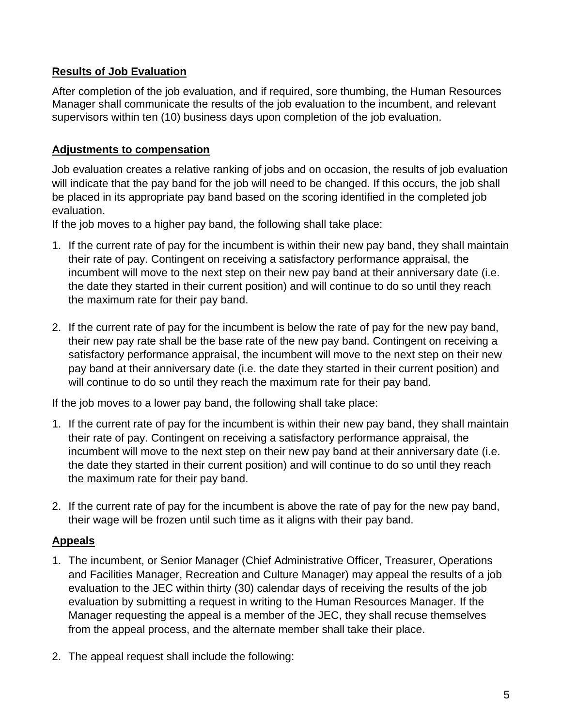## Results of Job Evaluation

After completion of the job evaluation, and if required, sore thumbing, the Human Resources Manager shall communicate the results of the job evaluation to the incumbent, and relevant supervisors within ten (10) business days upon completion of the job evaluation.

## Adjustments to compensation

Job evaluation creates a relative ranking of jobs and on occasion, the results of job evaluation will indicate that the pay band for the job will need to be changed. If this occurs, the job shall be placed in its appropriate pay band based on the scoring identified in the completed job evaluation.

If the job moves to a higher pay band, the following shall take place:

1. If the current rate of pay for the incumbent is within their new pay band, they shall maintain their rate of pay. Contingent on receiving a satisfactory performance appraisal, the incumbent will move to the next step on their new pay band at their anniversary date (i.e. the date they started in their current position) and will continue to do so until they reach the maximum rate for their pay band.

2. If the current rate of pay for the incumbent is below the rate of pay for the new pay band, their new pay rate shall be the base rate of the new pay band. Contingent on receiving a satisfactory performance appraisal, the incumbent will move to the next step on their new pay band at their anniversary date (i.e. the date they started in their current position) and will continue to do so until they reach the maximum rate for their pay band.

If the job moves to a lower pay band, the following shall take place:

1. If the current rate of pay for the incumbent is within their new pay band, they shall maintain their rate of pay. Contingent on receiving a satisfactory performance appraisal, the incumbent will move to the next step on their new pay band at their anniversary date (i.e. the date they started in their current position) and will continue to do so until they reach the maximum rate for their pay band.

2. If the current rate of pay for the incumbent is above the rate of pay for the new pay band, their wage will be frozen until such time as it aligns with their pay band.

## Appeals

1. The incumbent, or Senior Manager (Chief Administrative Officer, Treasurer, Operations and Facilities Manager, Recreation and Culture Manager) may appeal the results of a job evaluation to the JEC within thirty (30) calendar days of receiving the results of the job evaluation by submitting a request in writing to the Human Resources Manager. If the Manager requesting the appeal is a member of the JEC, they shall recuse themselves from the appeal process, and the alternate member shall take their place.

2. The appeal request shall include the following: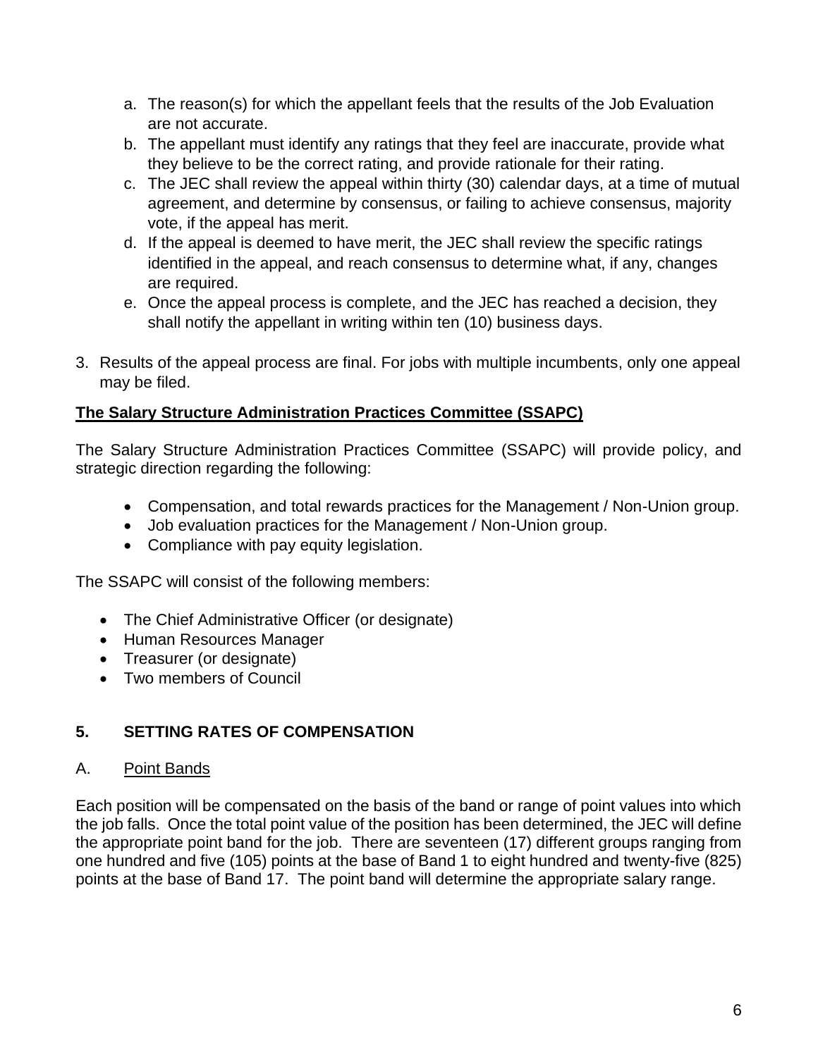a. The reason(s) for which the appellant feels that the results of the Job Evaluation are not accurate.
b. The appellant must identify any ratings that they feel are inaccurate, provide what they believe to be the correct rating, and provide rationale for their rating.
c. The JEC shall review the appeal within thirty (30) calendar days, at a time of mutual agreement, and determine by consensus, or failing to achieve consensus, majority vote, if the appeal has merit.
d. If the appeal is deemed to have merit, the JEC shall review the specific ratings identified in the appeal, and reach consensus to determine what, if any, changes are required.
e. Once the appeal process is complete, and the JEC has reached a decision, they shall notify the appellant in writing within ten (10) business days.

3. Results of the appeal process are final. For jobs with multiple incumbents, only one appeal may be filed.

**The Salary Structure Administration Practices Committee (SSAPC)**

The Salary Structure Administration Practices Committee (SSAPC) will provide policy, and strategic direction regarding the following:

- Compensation, and total rewards practices for the Management / Non-Union group.
- Job evaluation practices for the Management / Non-Union group.
- Compliance with pay equity legislation.

The SSAPC will consist of the following members:

- The Chief Administrative Officer (or designate)
- Human Resources Manager
- Treasurer (or designate)
- Two members of Council

## 5. SETTING RATES OF COMPENSATION

### A. Point Bands

Each position will be compensated on the basis of the band or range of point values into which the job falls. Once the total point value of the position has been determined, the JEC will define the appropriate point band for the job. There are seventeen (17) different groups ranging from one hundred and five (105) points at the base of Band 1 to eight hundred and twenty-five (825) points at the base of Band 17. The point band will determine the appropriate salary range.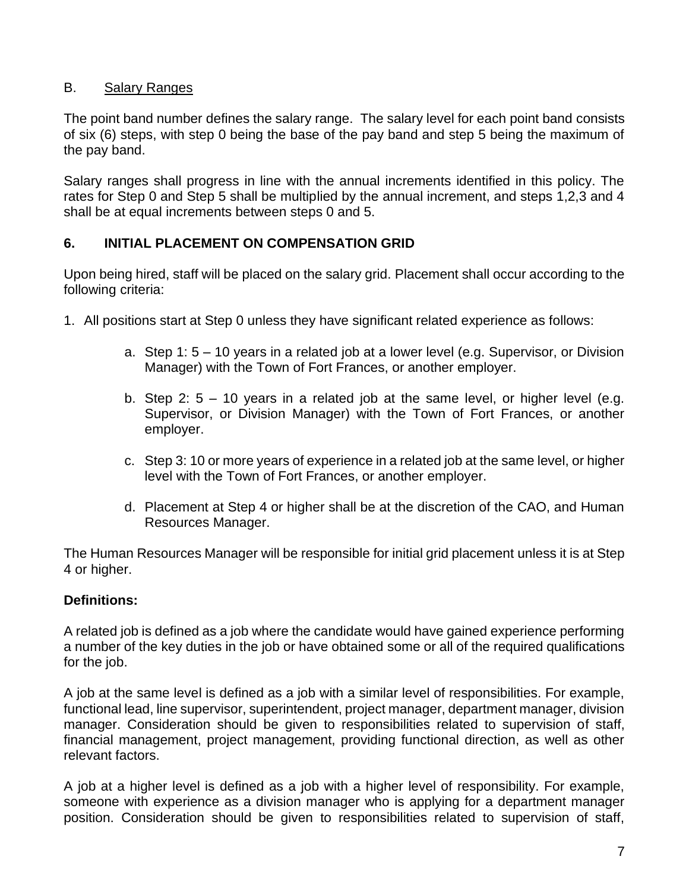## B. Salary Ranges

The point band number defines the salary range. The salary level for each point band consists of six (6) steps, with step 0 being the base of the pay band and step 5 being the maximum of the pay band.

Salary ranges shall progress in line with the annual increments identified in this policy. The rates for Step 0 and Step 5 shall be multiplied by the annual increment, and steps 1,2,3 and 4 shall be at equal increments between steps 0 and 5.

## 6. INITIAL PLACEMENT ON COMPENSATION GRID

Upon being hired, staff will be placed on the salary grid. Placement shall occur according to the following criteria:

1. All positions start at Step 0 unless they have significant related experience as follows:

    a. Step 1: 5 – 10 years in a related job at a lower level (e.g. Supervisor, or Division Manager) with the Town of Fort Frances, or another employer.

    b. Step 2: 5 – 10 years in a related job at the same level, or higher level (e.g. Supervisor, or Division Manager) with the Town of Fort Frances, or another employer.

    c. Step 3: 10 or more years of experience in a related job at the same level, or higher level with the Town of Fort Frances, or another employer.

    d. Placement at Step 4 or higher shall be at the discretion of the CAO, and Human Resources Manager.

The Human Resources Manager will be responsible for initial grid placement unless it is at Step 4 or higher.

**Definitions:**

A related job is defined as a job where the candidate would have gained experience performing a number of the key duties in the job or have obtained some or all of the required qualifications for the job.

A job at the same level is defined as a job with a similar level of responsibilities. For example, functional lead, line supervisor, superintendent, project manager, department manager, division manager. Consideration should be given to responsibilities related to supervision of staff, financial management, project management, providing functional direction, as well as other relevant factors.

A job at a higher level is defined as a job with a higher level of responsibility. For example, someone with experience as a division manager who is applying for a department manager position. Consideration should be given to responsibilities related to supervision of staff,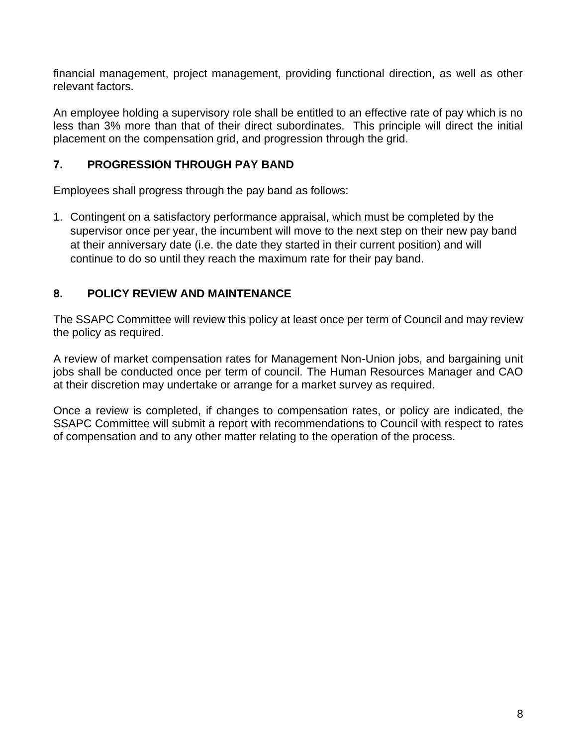financial management, project management, providing functional direction, as well as other relevant factors.

An employee holding a supervisory role shall be entitled to an effective rate of pay which is no less than 3% more than that of their direct subordinates. This principle will direct the initial placement on the compensation grid, and progression through the grid.

## 7. PROGRESSION THROUGH PAY BAND

Employees shall progress through the pay band as follows:

1. Contingent on a satisfactory performance appraisal, which must be completed by the supervisor once per year, the incumbent will move to the next step on their new pay band at their anniversary date (i.e. the date they started in their current position) and will continue to do so until they reach the maximum rate for their pay band.

## 8. POLICY REVIEW AND MAINTENANCE

The SSAPC Committee will review this policy at least once per term of Council and may review the policy as required.

A review of market compensation rates for Management Non-Union jobs, and bargaining unit jobs shall be conducted once per term of council. The Human Resources Manager and CAO at their discretion may undertake or arrange for a market survey as required.

Once a review is completed, if changes to compensation rates, or policy are indicated, the SSAPC Committee will submit a report with recommendations to Council with respect to rates of compensation and to any other matter relating to the operation of the process.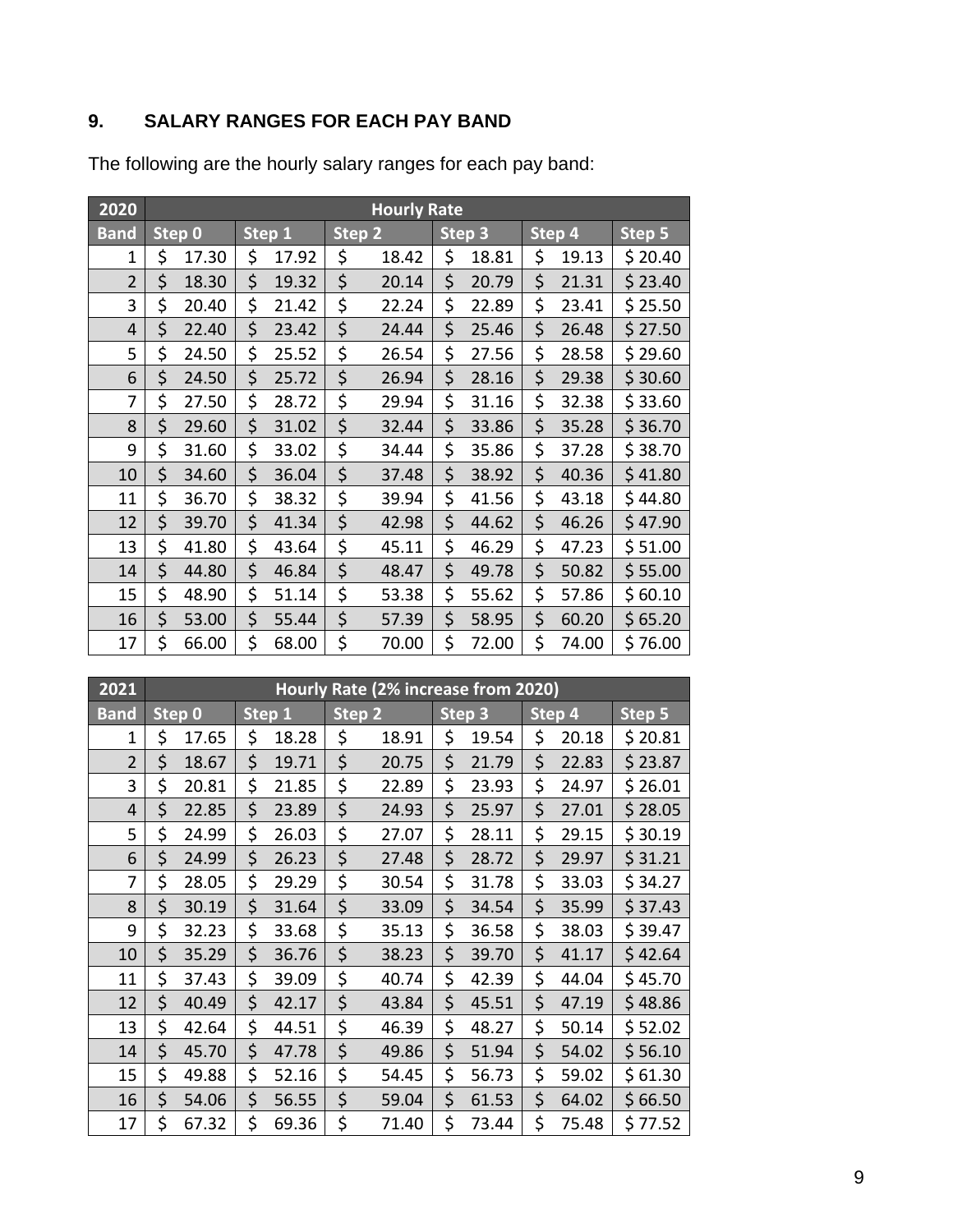## 9. SALARY RANGES FOR EACH PAY BAND

The following are the hourly salary ranges for each pay band:

| 2020 | Hourly Rate | | | | | |
|---|---|---|---|---|---|---|
| Band | Step 0 | Step 1 | Step 2 | Step 3 | Step 4 | Step 5 |
| 1 | $ 17.30 | $ 17.92 | $ 18.42 | $ 18.81 | $ 19.13 | $ 20.40 |
| 2 | $ 18.30 | $ 19.32 | $ 20.14 | $ 20.79 | $ 21.31 | $ 23.40 |
| 3 | $ 20.40 | $ 21.42 | $ 22.24 | $ 22.89 | $ 23.41 | $ 25.50 |
| 4 | $ 22.40 | $ 23.42 | $ 24.44 | $ 25.46 | $ 26.48 | $ 27.50 |
| 5 | $ 24.50 | $ 25.52 | $ 26.54 | $ 27.56 | $ 28.58 | $ 29.60 |
| 6 | $ 24.50 | $ 25.72 | $ 26.94 | $ 28.16 | $ 29.38 | $ 30.60 |
| 7 | $ 27.50 | $ 28.72 | $ 29.94 | $ 31.16 | $ 32.38 | $ 33.60 |
| 8 | $ 29.60 | $ 31.02 | $ 32.44 | $ 33.86 | $ 35.28 | $ 36.70 |
| 9 | $ 31.60 | $ 33.02 | $ 34.44 | $ 35.86 | $ 37.28 | $ 38.70 |
| 10 | $ 34.60 | $ 36.04 | $ 37.48 | $ 38.92 | $ 40.36 | $ 41.80 |
| 11 | $ 36.70 | $ 38.32 | $ 39.94 | $ 41.56 | $ 43.18 | $ 44.80 |
| 12 | $ 39.70 | $ 41.34 | $ 42.98 | $ 44.62 | $ 46.26 | $ 47.90 |
| 13 | $ 41.80 | $ 43.64 | $ 45.11 | $ 46.29 | $ 47.23 | $ 51.00 |
| 14 | $ 44.80 | $ 46.84 | $ 48.47 | $ 49.78 | $ 50.82 | $ 55.00 |
| 15 | $ 48.90 | $ 51.14 | $ 53.38 | $ 55.62 | $ 57.86 | $ 60.10 |
| 16 | $ 53.00 | $ 55.44 | $ 57.39 | $ 58.95 | $ 60.20 | $ 65.20 |
| 17 | $ 66.00 | $ 68.00 | $ 70.00 | $ 72.00 | $ 74.00 | $ 76.00 |

| 2021 | Hourly Rate (2% increase from 2020) | | | | | |
|---|---|---|---|---|---|---|
| Band | Step 0 | Step 1 | Step 2 | Step 3 | Step 4 | Step 5 |
| 1 | $ 17.65 | $ 18.28 | $ 18.91 | $ 19.54 | $ 20.18 | $ 20.81 |
| 2 | $ 18.67 | $ 19.71 | $ 20.75 | $ 21.79 | $ 22.83 | $ 23.87 |
| 3 | $ 20.81 | $ 21.85 | $ 22.89 | $ 23.93 | $ 24.97 | $ 26.01 |
| 4 | $ 22.85 | $ 23.89 | $ 24.93 | $ 25.97 | $ 27.01 | $ 28.05 |
| 5 | $ 24.99 | $ 26.03 | $ 27.07 | $ 28.11 | $ 29.15 | $ 30.19 |
| 6 | $ 24.99 | $ 26.23 | $ 27.48 | $ 28.72 | $ 29.97 | $ 31.21 |
| 7 | $ 28.05 | $ 29.29 | $ 30.54 | $ 31.78 | $ 33.03 | $ 34.27 |
| 8 | $ 30.19 | $ 31.64 | $ 33.09 | $ 34.54 | $ 35.99 | $ 37.43 |
| 9 | $ 32.23 | $ 33.68 | $ 35.13 | $ 36.58 | $ 38.03 | $ 39.47 |
| 10 | $ 35.29 | $ 36.76 | $ 38.23 | $ 39.70 | $ 41.17 | $ 42.64 |
| 11 | $ 37.43 | $ 39.09 | $ 40.74 | $ 42.39 | $ 44.04 | $ 45.70 |
| 12 | $ 40.49 | $ 42.17 | $ 43.84 | $ 45.51 | $ 47.19 | $ 48.86 |
| 13 | $ 42.64 | $ 44.51 | $ 46.39 | $ 48.27 | $ 50.14 | $ 52.02 |
| 14 | $ 45.70 | $ 47.78 | $ 49.86 | $ 51.94 | $ 54.02 | $ 56.10 |
| 15 | $ 49.88 | $ 52.16 | $ 54.45 | $ 56.73 | $ 59.02 | $ 61.30 |
| 16 | $ 54.06 | $ 56.55 | $ 59.04 | $ 61.53 | $ 64.02 | $ 66.50 |
| 17 | $ 67.32 | $ 69.36 | $ 71.40 | $ 73.44 | $ 75.48 | $ 77.52 |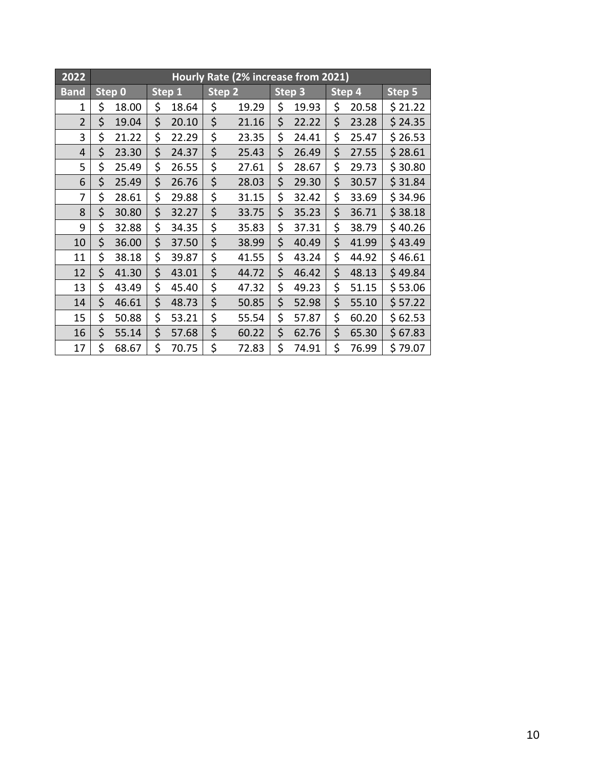| 2022 | Hourly Rate (2% increase from 2021) | | | | | |
|---|---|---|---|---|---|---|
| Band | Step 0 | Step 1 | Step 2 | Step 3 | Step 4 | Step 5 |
| 1 | $ 18.00 | $ 18.64 | $ 19.29 | $ 19.93 | $ 20.58 | $ 21.22 |
| 2 | $ 19.04 | $ 20.10 | $ 21.16 | $ 22.22 | $ 23.28 | $ 24.35 |
| 3 | $ 21.22 | $ 22.29 | $ 23.35 | $ 24.41 | $ 25.47 | $ 26.53 |
| 4 | $ 23.30 | $ 24.37 | $ 25.43 | $ 26.49 | $ 27.55 | $ 28.61 |
| 5 | $ 25.49 | $ 26.55 | $ 27.61 | $ 28.67 | $ 29.73 | $ 30.80 |
| 6 | $ 25.49 | $ 26.76 | $ 28.03 | $ 29.30 | $ 30.57 | $ 31.84 |
| 7 | $ 28.61 | $ 29.88 | $ 31.15 | $ 32.42 | $ 33.69 | $ 34.96 |
| 8 | $ 30.80 | $ 32.27 | $ 33.75 | $ 35.23 | $ 36.71 | $ 38.18 |
| 9 | $ 32.88 | $ 34.35 | $ 35.83 | $ 37.31 | $ 38.79 | $ 40.26 |
| 10 | $ 36.00 | $ 37.50 | $ 38.99 | $ 40.49 | $ 41.99 | $ 43.49 |
| 11 | $ 38.18 | $ 39.87 | $ 41.55 | $ 43.24 | $ 44.92 | $ 46.61 |
| 12 | $ 41.30 | $ 43.01 | $ 44.72 | $ 46.42 | $ 48.13 | $ 49.84 |
| 13 | $ 43.49 | $ 45.40 | $ 47.32 | $ 49.23 | $ 51.15 | $ 53.06 |
| 14 | $ 46.61 | $ 48.73 | $ 50.85 | $ 52.98 | $ 55.10 | $ 57.22 |
| 15 | $ 50.88 | $ 53.21 | $ 55.54 | $ 57.87 | $ 60.20 | $ 62.53 |
| 16 | $ 55.14 | $ 57.68 | $ 60.22 | $ 62.76 | $ 65.30 | $ 67.83 |
| 17 | $ 68.67 | $ 70.75 | $ 72.83 | $ 74.91 | $ 76.99 | $ 79.07 |